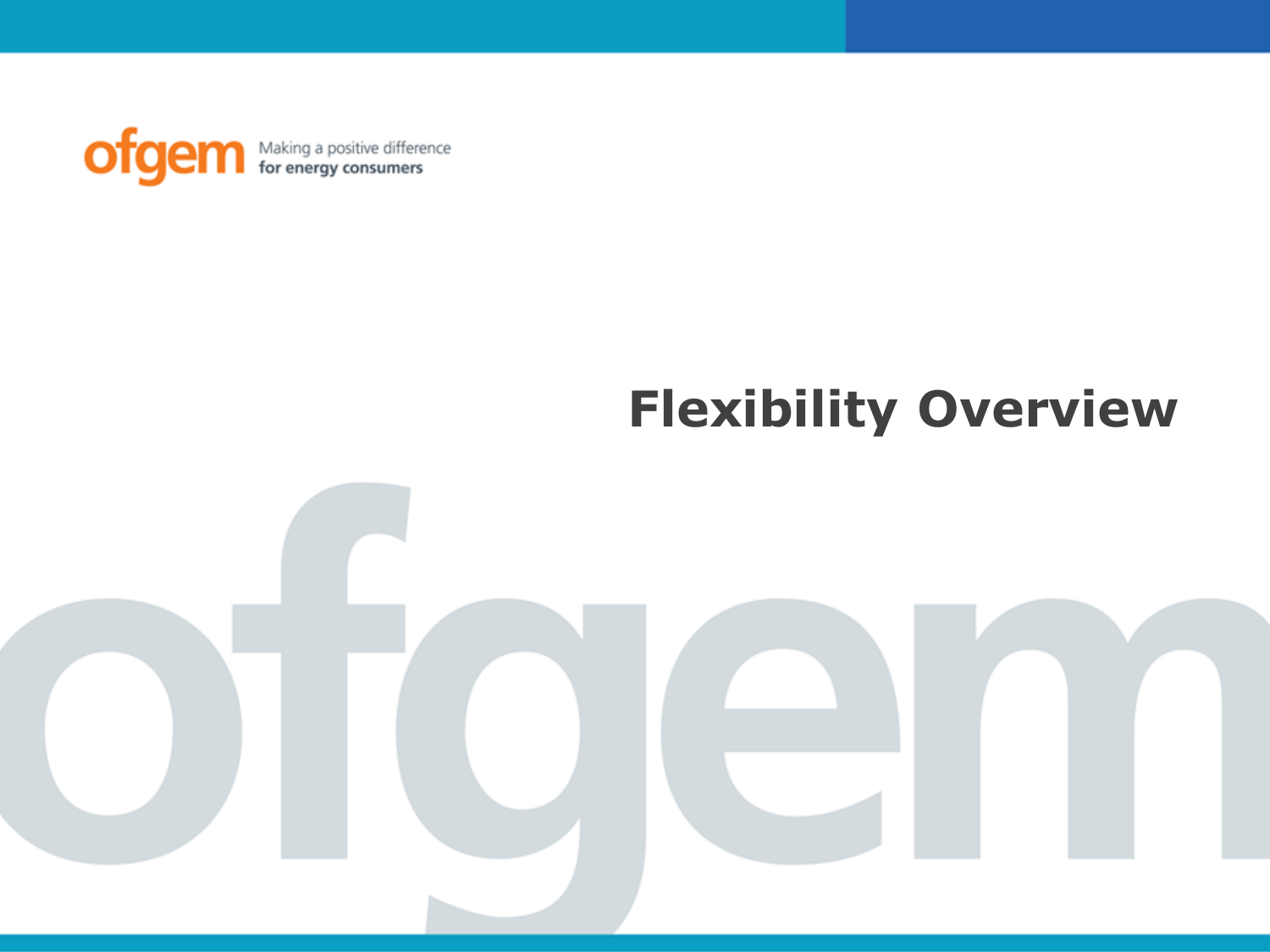ofgem Making a positive difference for energy consumers

# Flexibility Overview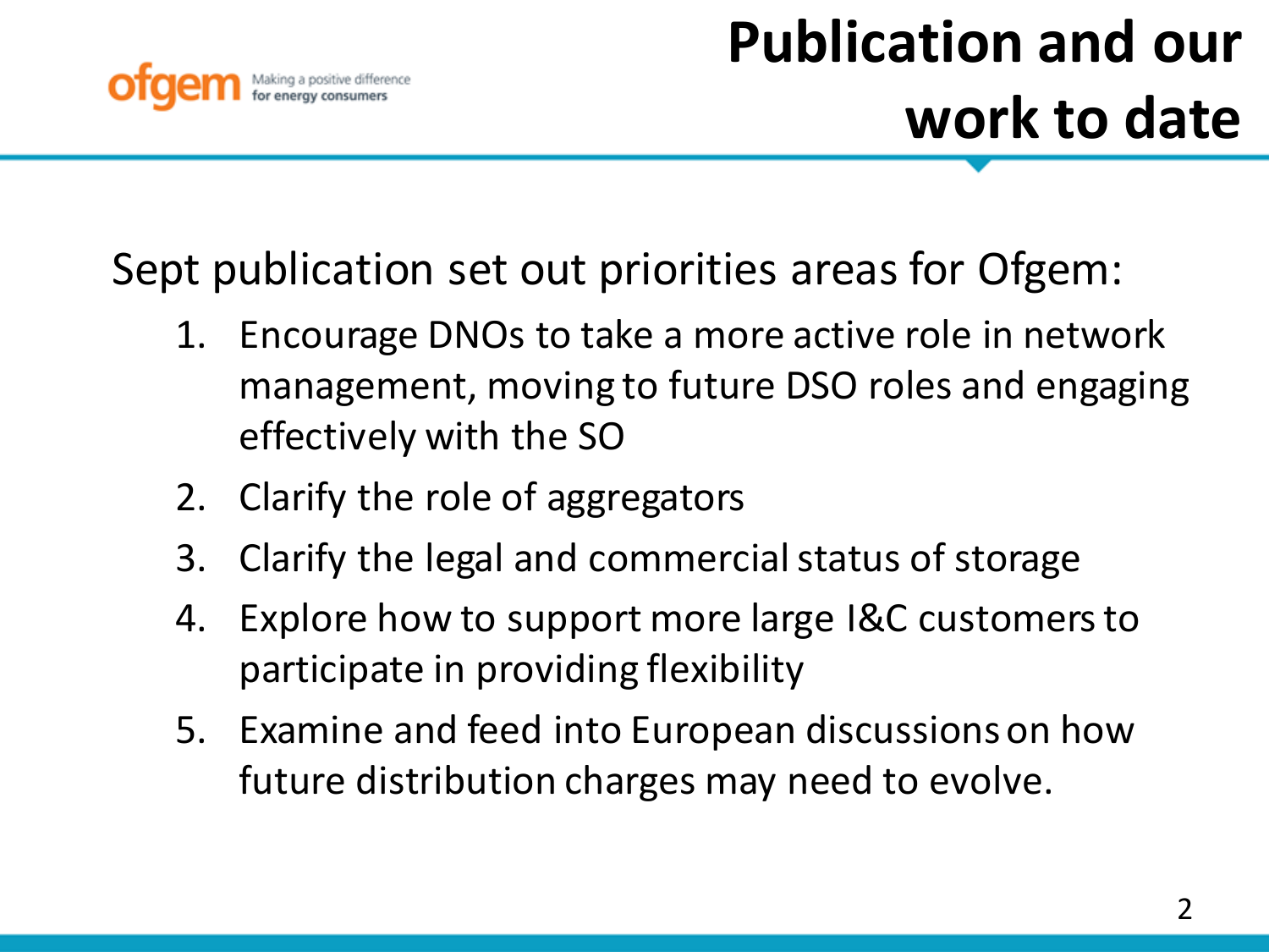# Publication and our work to date

Sept publication set out priorities areas for Ofgem:

1. Encourage DNOs to take a more active role in network management, moving to future DSO roles and engaging effectively with the SO
2. Clarify the role of aggregators
3. Clarify the legal and commercial status of storage
4. Explore how to support more large I&C customers to participate in providing flexibility
5. Examine and feed into European discussions on how future distribution charges may need to evolve.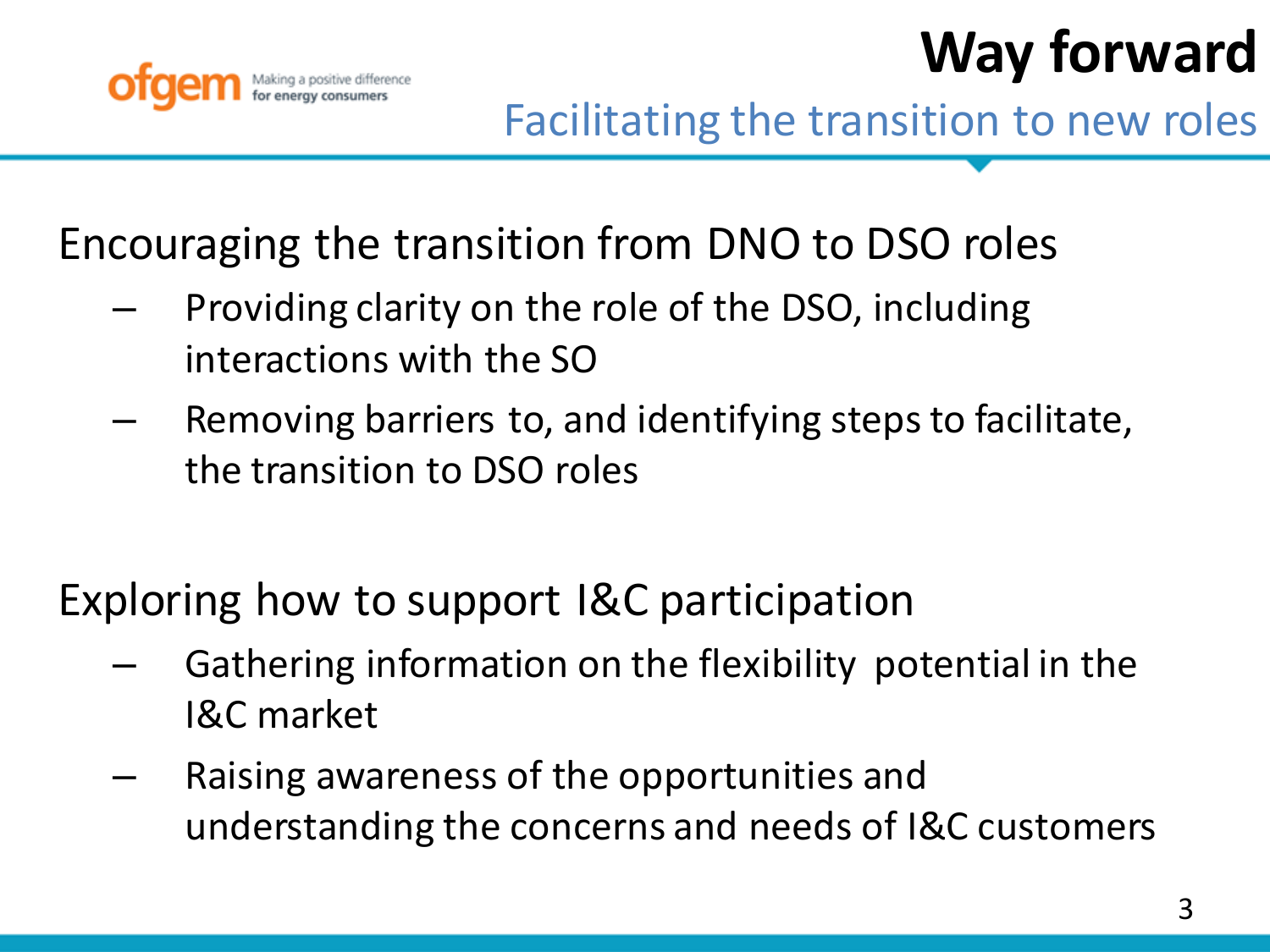# Way forward

## Facilitating the transition to new roles

Encouraging the transition from DNO to DSO roles

- Providing clarity on the role of the DSO, including interactions with the SO
- Removing barriers to, and identifying steps to facilitate, the transition to DSO roles

Exploring how to support I&C participation

- Gathering information on the flexibility potential in the I&C market
- Raising awareness of the opportunities and understanding the concerns and needs of I&C customers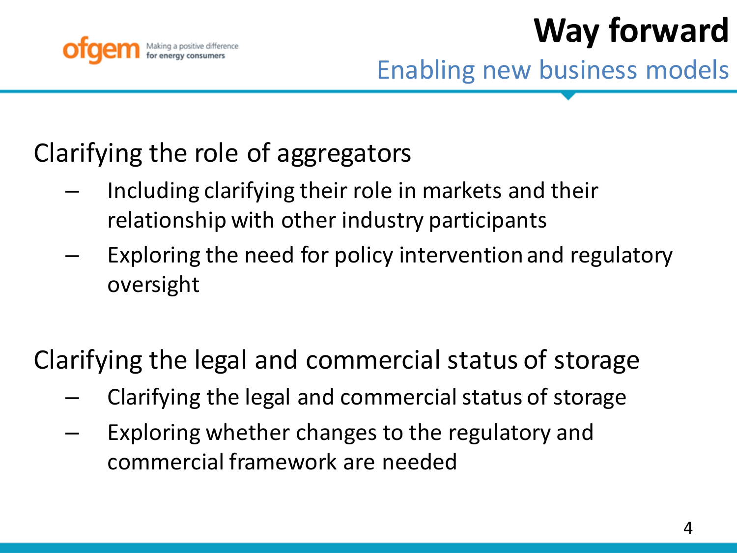# Way forward

## Enabling new business models

Clarifying the role of aggregators

- Including clarifying their role in markets and their relationship with other industry participants
- Exploring the need for policy intervention and regulatory oversight

Clarifying the legal and commercial status of storage

- Clarifying the legal and commercial status of storage
- Exploring whether changes to the regulatory and commercial framework are needed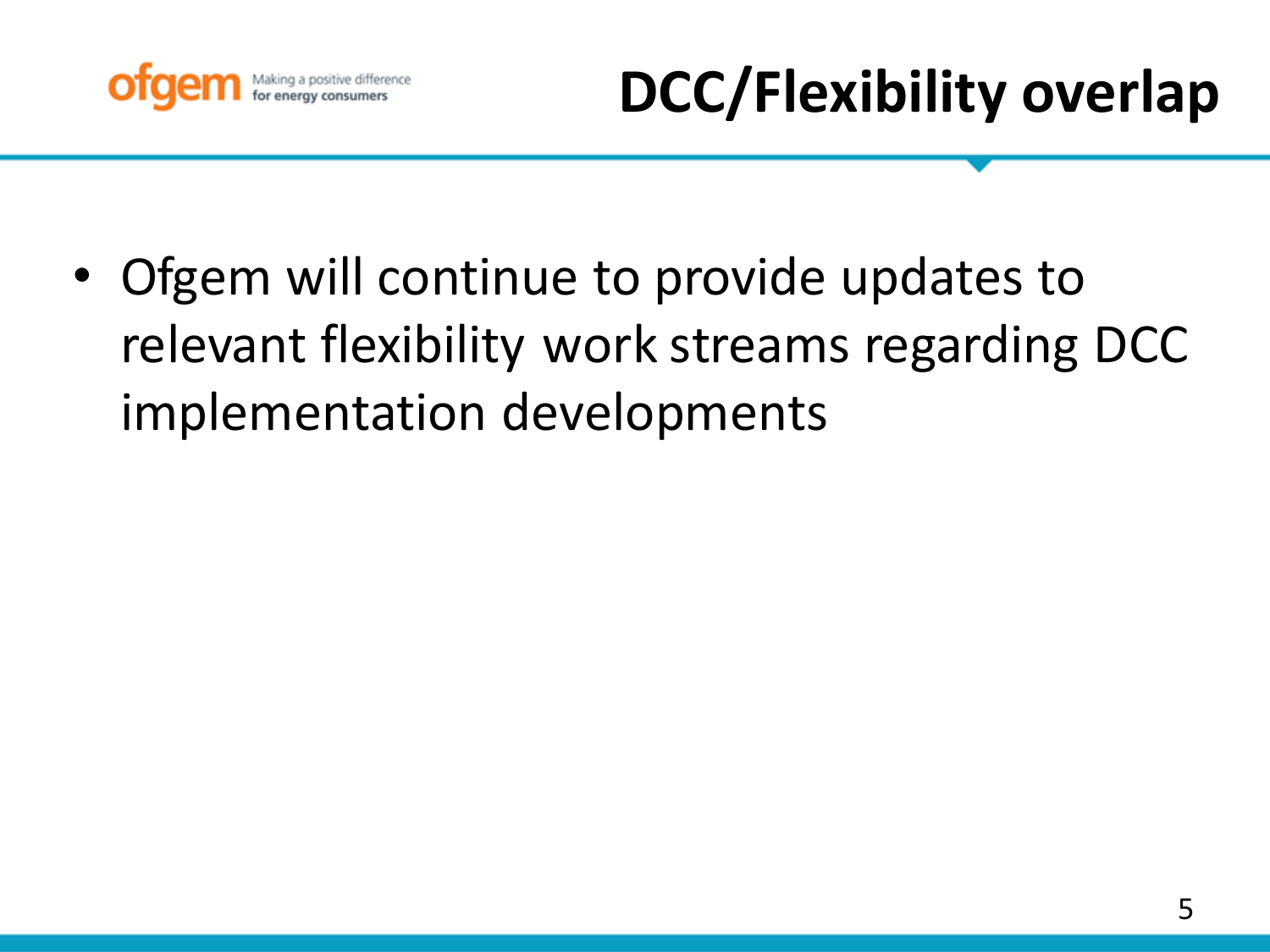# DCC/Flexibility overlap

- Ofgem will continue to provide updates to relevant flexibility work streams regarding DCC implementation developments